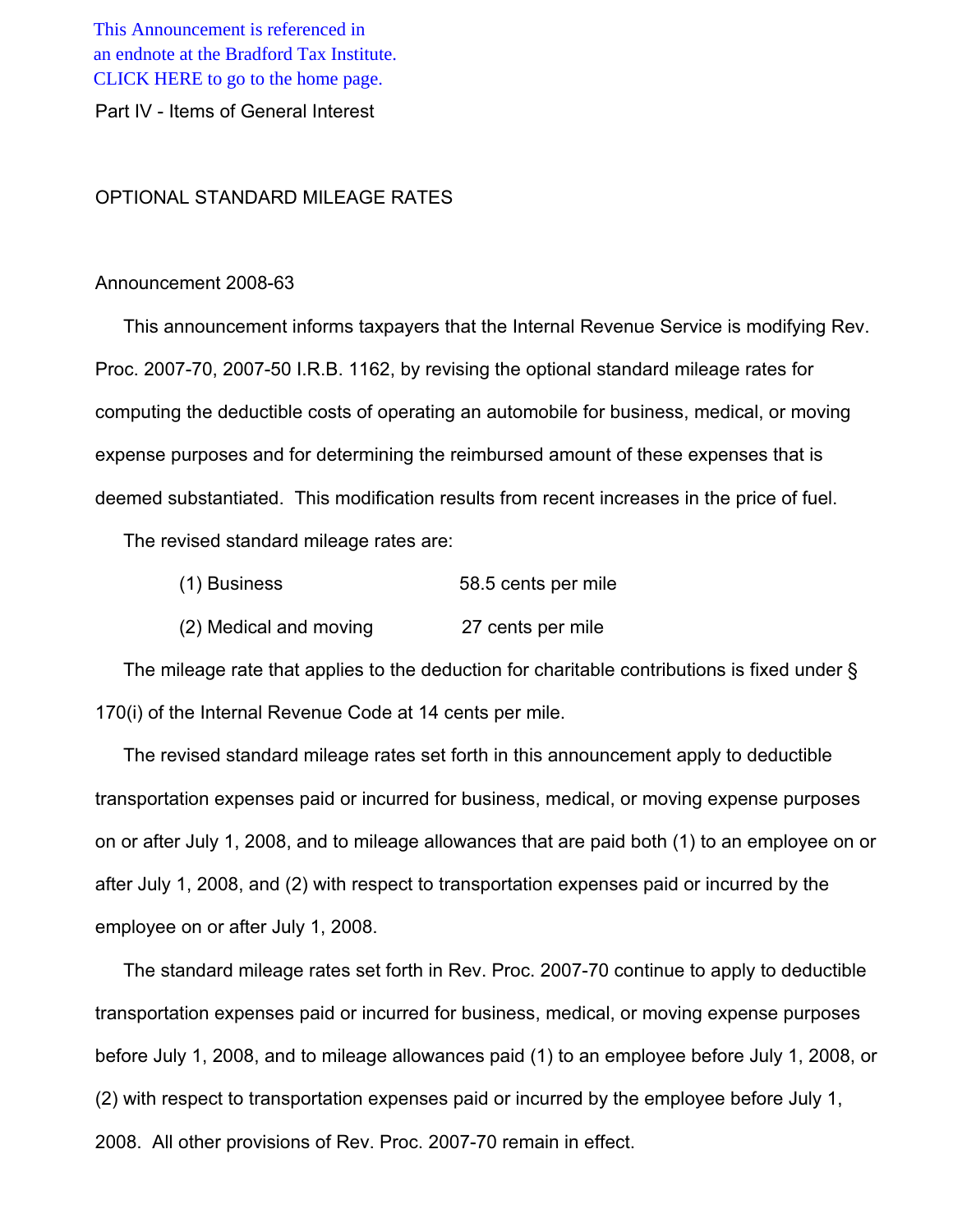This Announcement is referenced in an endnote at the Bradford Tax Institute. CLICK HERE to go to the home page.

Part IV - Items of General Interest

# OPTIONAL STANDARD MILEAGE RATES

## Announcement 2008-63

This announcement informs taxpayers that the Internal Revenue Service is modifying Rev. Proc. 2007-70, 2007-50 I.R.B. 1162, by revising the optional standard mileage rates for computing the deductible costs of operating an automobile for business, medical, or moving expense purposes and for determining the reimbursed amount of these expenses that is deemed substantiated. This modification results from recent increases in the price of fuel.

The revised standard mileage rates are:

| | |
|---|---|
| (1) Business | 58.5 cents per mile |
| (2) Medical and moving | 27 cents per mile |

The mileage rate that applies to the deduction for charitable contributions is fixed under § 170(i) of the Internal Revenue Code at 14 cents per mile.

The revised standard mileage rates set forth in this announcement apply to deductible transportation expenses paid or incurred for business, medical, or moving expense purposes on or after July 1, 2008, and to mileage allowances that are paid both (1) to an employee on or after July 1, 2008, and (2) with respect to transportation expenses paid or incurred by the employee on or after July 1, 2008.

The standard mileage rates set forth in Rev. Proc. 2007-70 continue to apply to deductible transportation expenses paid or incurred for business, medical, or moving expense purposes before July 1, 2008, and to mileage allowances paid (1) to an employee before July 1, 2008, or (2) with respect to transportation expenses paid or incurred by the employee before July 1, 2008. All other provisions of Rev. Proc. 2007-70 remain in effect.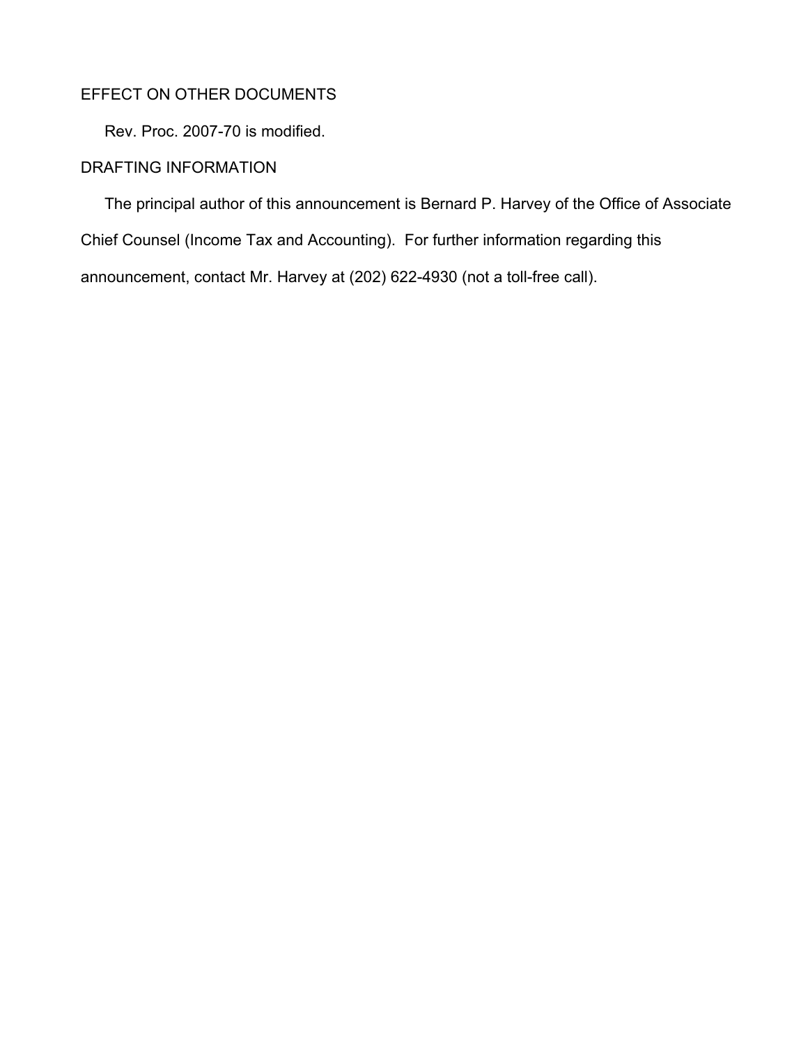## EFFECT ON OTHER DOCUMENTS

Rev. Proc. 2007-70 is modified.

## DRAFTING INFORMATION

The principal author of this announcement is Bernard P. Harvey of the Office of Associate Chief Counsel (Income Tax and Accounting). For further information regarding this announcement, contact Mr. Harvey at (202) 622-4930 (not a toll-free call).